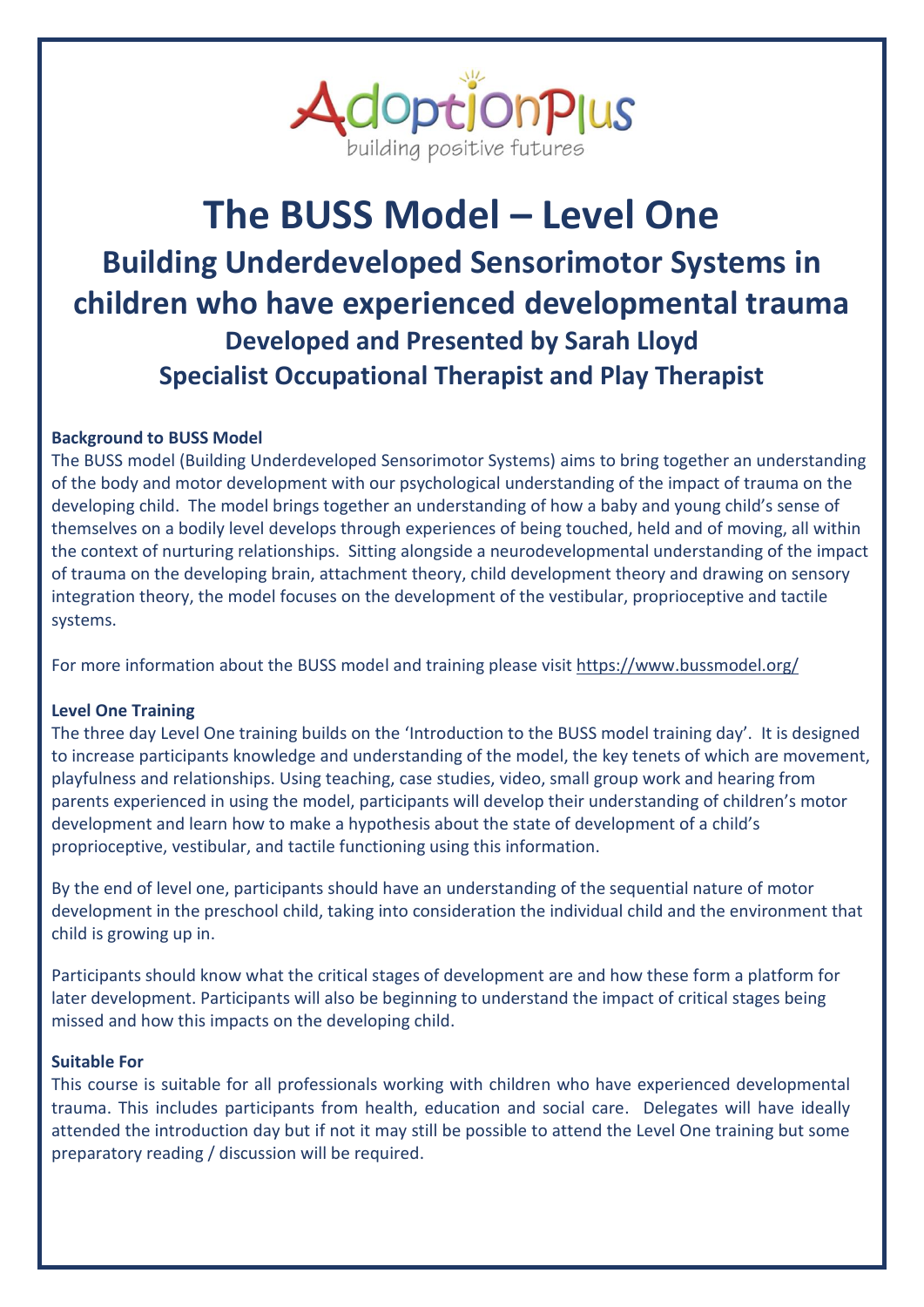AdoptionPlus
building positive futures

# The BUSS Model – Level One

## Building Underdeveloped Sensorimotor Systems in children who have experienced developmental trauma

### Developed and Presented by Sarah Lloyd

### Specialist Occupational Therapist and Play Therapist

**Background to BUSS Model**

The BUSS model (Building Underdeveloped Sensorimotor Systems) aims to bring together an understanding of the body and motor development with our psychological understanding of the impact of trauma on the developing child. The model brings together an understanding of how a baby and young child's sense of themselves on a bodily level develops through experiences of being touched, held and of moving, all within the context of nurturing relationships. Sitting alongside a neurodevelopmental understanding of the impact of trauma on the developing brain, attachment theory, child development theory and drawing on sensory integration theory, the model focuses on the development of the vestibular, proprioceptive and tactile systems.

For more information about the BUSS model and training please visit https://www.bussmodel.org/

**Level One Training**

The three day Level One training builds on the 'Introduction to the BUSS model training day'. It is designed to increase participants knowledge and understanding of the model, the key tenets of which are movement, playfulness and relationships. Using teaching, case studies, video, small group work and hearing from parents experienced in using the model, participants will develop their understanding of children's motor development and learn how to make a hypothesis about the state of development of a child's proprioceptive, vestibular, and tactile functioning using this information.

By the end of level one, participants should have an understanding of the sequential nature of motor development in the preschool child, taking into consideration the individual child and the environment that child is growing up in.

Participants should know what the critical stages of development are and how these form a platform for later development. Participants will also be beginning to understand the impact of critical stages being missed and how this impacts on the developing child.

**Suitable For**

This course is suitable for all professionals working with children who have experienced developmental trauma. This includes participants from health, education and social care. Delegates will have ideally attended the introduction day but if not it may still be possible to attend the Level One training but some preparatory reading / discussion will be required.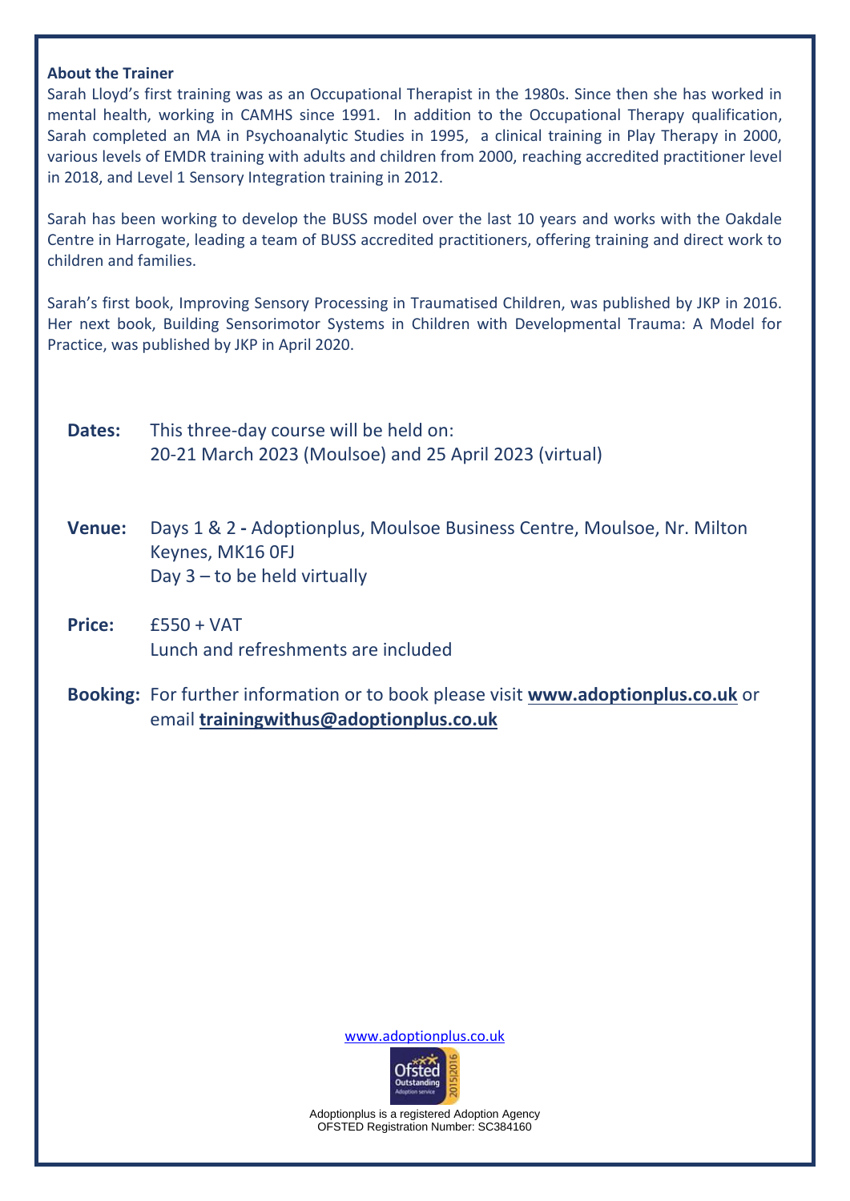**About the Trainer**

Sarah Lloyd's first training was as an Occupational Therapist in the 1980s. Since then she has worked in mental health, working in CAMHS since 1991. In addition to the Occupational Therapy qualification, Sarah completed an MA in Psychoanalytic Studies in 1995, a clinical training in Play Therapy in 2000, various levels of EMDR training with adults and children from 2000, reaching accredited practitioner level in 2018, and Level 1 Sensory Integration training in 2012.

Sarah has been working to develop the BUSS model over the last 10 years and works with the Oakdale Centre in Harrogate, leading a team of BUSS accredited practitioners, offering training and direct work to children and families.

Sarah's first book, Improving Sensory Processing in Traumatised Children, was published by JKP in 2016. Her next book, Building Sensorimotor Systems in Children with Developmental Trauma: A Model for Practice, was published by JKP in April 2020.

**Dates:** This three-day course will be held on:
20-21 March 2023 (Moulsoe) and 25 April 2023 (virtual)

**Venue:** Days 1 & 2 **-** Adoptionplus, Moulsoe Business Centre, Moulsoe, Nr. Milton Keynes, MK16 0FJ
Day 3 – to be held virtually

**Price:** £550 + VAT
Lunch and refreshments are included

**Booking:** For further information or to book please visit **www.adoptionplus.co.uk** or email **trainingwithus@adoptionplus.co.uk**

www.adoptionplus.co.uk

Ofsted Outstanding Adoption service 2015|2016

Adoptionplus is a registered Adoption Agency
OFSTED Registration Number: SC384160